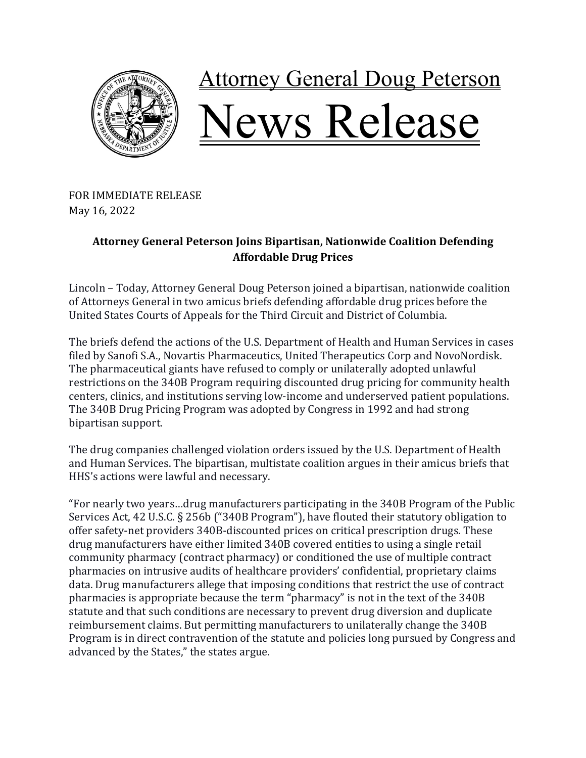# Attorney General Doug Peterson

# News Release

FOR IMMEDIATE RELEASE
May 16, 2022

**Attorney General Peterson Joins Bipartisan, Nationwide Coalition Defending Affordable Drug Prices**

Lincoln – Today, Attorney General Doug Peterson joined a bipartisan, nationwide coalition of Attorneys General in two amicus briefs defending affordable drug prices before the United States Courts of Appeals for the Third Circuit and District of Columbia.

The briefs defend the actions of the U.S. Department of Health and Human Services in cases filed by Sanofi S.A., Novartis Pharmaceutics, United Therapeutics Corp and NovoNordisk. The pharmaceutical giants have refused to comply or unilaterally adopted unlawful restrictions on the 340B Program requiring discounted drug pricing for community health centers, clinics, and institutions serving low-income and underserved patient populations. The 340B Drug Pricing Program was adopted by Congress in 1992 and had strong bipartisan support.

The drug companies challenged violation orders issued by the U.S. Department of Health and Human Services. The bipartisan, multistate coalition argues in their amicus briefs that HHS's actions were lawful and necessary.

"For nearly two years…drug manufacturers participating in the 340B Program of the Public Services Act, 42 U.S.C. § 256b ("340B Program"), have flouted their statutory obligation to offer safety-net providers 340B-discounted prices on critical prescription drugs. These drug manufacturers have either limited 340B covered entities to using a single retail community pharmacy (contract pharmacy) or conditioned the use of multiple contract pharmacies on intrusive audits of healthcare providers' confidential, proprietary claims data. Drug manufacturers allege that imposing conditions that restrict the use of contract pharmacies is appropriate because the term "pharmacy" is not in the text of the 340B statute and that such conditions are necessary to prevent drug diversion and duplicate reimbursement claims. But permitting manufacturers to unilaterally change the 340B Program is in direct contravention of the statute and policies long pursued by Congress and advanced by the States," the states argue.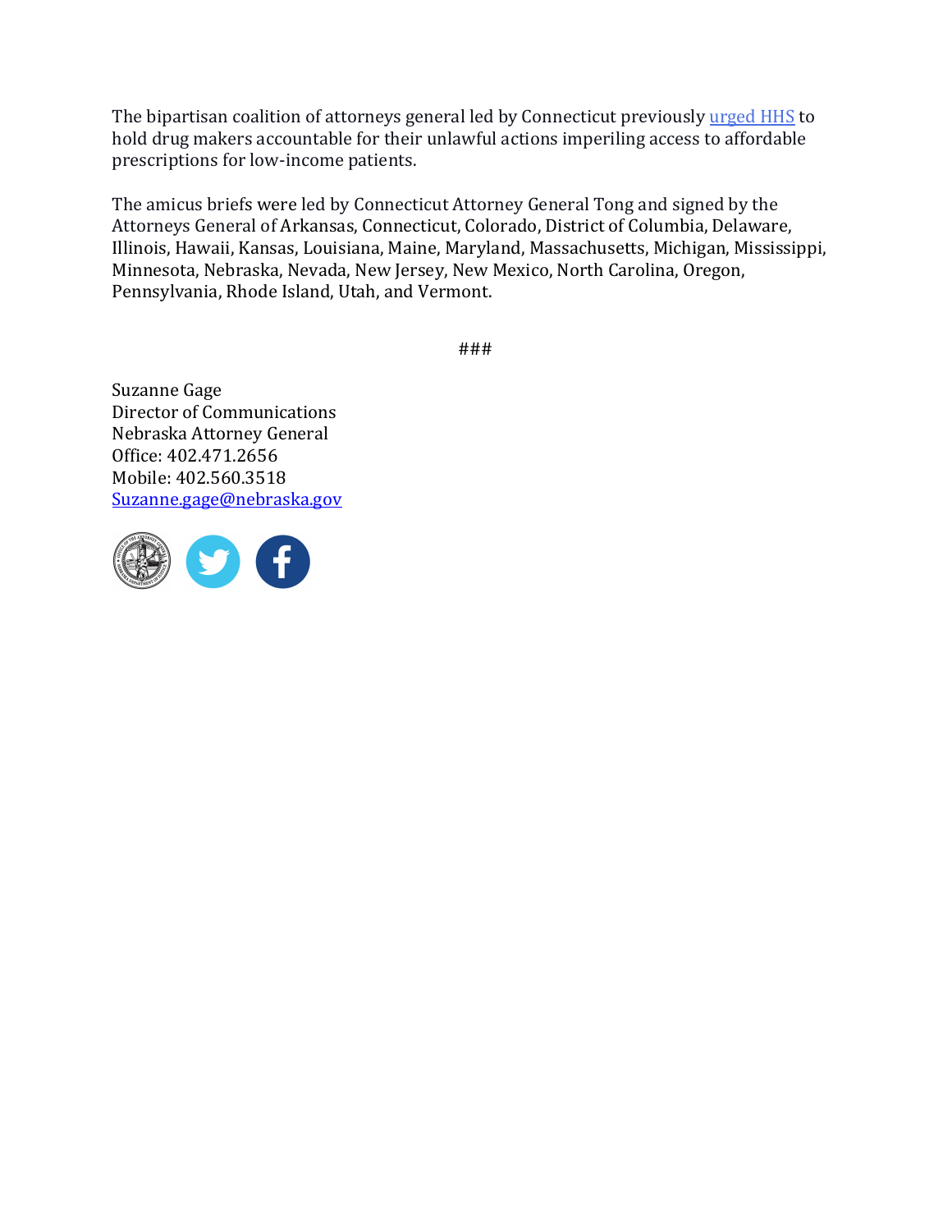The bipartisan coalition of attorneys general led by Connecticut previously urged HHS to hold drug makers accountable for their unlawful actions imperiling access to affordable prescriptions for low-income patients.

The amicus briefs were led by Connecticut Attorney General Tong and signed by the Attorneys General of Arkansas, Connecticut, Colorado, District of Columbia, Delaware, Illinois, Hawaii, Kansas, Louisiana, Maine, Maryland, Massachusetts, Michigan, Mississippi, Minnesota, Nebraska, Nevada, New Jersey, New Mexico, North Carolina, Oregon, Pennsylvania, Rhode Island, Utah, and Vermont.

###

Suzanne Gage
Director of Communications
Nebraska Attorney General
Office: 402.471.2656
Mobile: 402.560.3518
Suzanne.gage@nebraska.gov